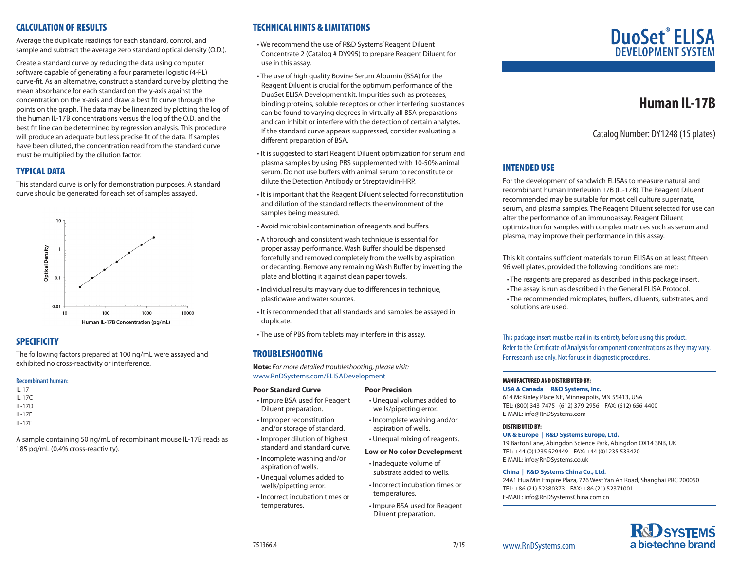## CALCULATION OF RESULTS

Average the duplicate readings for each standard, control, and sample and subtract the average zero standard optical density (O.D.).

Create a standard curve by reducing the data using computer software capable of generating a four parameter logistic (4-PL) curve-fit. As an alternative, construct a standard curve by plotting the mean absorbance for each standard on the y-axis against the concentration on the x-axis and draw a best fit curve through the points on the graph. The data may be linearized by plotting the log of the human IL-17B concentrations versus the log of the O.D. and the best fit line can be determined by regression analysis. This procedure will produce an adequate but less precise fit of the data. If samples have been diluted, the concentration read from the standard curve must be multiplied by the dilution factor.

## TYPICAL DATA

This standard curve is only for demonstration purposes. A standard curve should be generated for each set of samples assayed.

## SPECIFICITY

The following factors prepared at 100 ng/mL were assayed and exhibited no cross-reactivity or interference.

**Recombinant human:**

IL-17
IL-17C
IL-17D
IL-17E
IL-17F

A sample containing 50 ng/mL of recombinant mouse IL-17B reads as 185 pg/mL (0.4% cross-reactivity).

## TECHNICAL HINTS & LIMITATIONS

- We recommend the use of R&D Systems' Reagent Diluent Concentrate 2 (Catalog # DY995) to prepare Reagent Diluent for use in this assay.
- The use of high quality Bovine Serum Albumin (BSA) for the Reagent Diluent is crucial for the optimum performance of the DuoSet ELISA Development kit. Impurities such as proteases, binding proteins, soluble receptors or other interfering substances can be found to varying degrees in virtually all BSA preparations and can inhibit or interfere with the detection of certain analytes. If the standard curve appears suppressed, consider evaluating a different preparation of BSA.
- It is suggested to start Reagent Diluent optimization for serum and plasma samples by using PBS supplemented with 10-50% animal serum. Do not use buffers with animal serum to reconstitute or dilute the Detection Antibody or Streptavidin-HRP.
- It is important that the Reagent Diluent selected for reconstitution and dilution of the standard reflects the environment of the samples being measured.
- Avoid microbial contamination of reagents and buffers.
- A thorough and consistent wash technique is essential for proper assay performance. Wash Buffer should be dispensed forcefully and removed completely from the wells by aspiration or decanting. Remove any remaining Wash Buffer by inverting the plate and blotting it against clean paper towels.
- Individual results may vary due to differences in technique, plasticware and water sources.
- It is recommended that all standards and samples be assayed in duplicate.
- The use of PBS from tablets may interfere in this assay.

## TROUBLESHOOTING

**Note:** *For more detailed troubleshooting, please visit:* www.RnDSystems.com/ELISADevelopment

**Poor Standard Curve**

- Impure BSA used for Reagent Diluent preparation.
- Improper reconstitution and/or storage of standard.
- Improper dilution of highest standard and standard curve.
- Incomplete washing and/or aspiration of wells.
- Unequal volumes added to wells/pipetting error.
- Incorrect incubation times or temperatures.

**Poor Precision**

- Unequal volumes added to wells/pipetting error.
- Incomplete washing and/or aspiration of wells.
- Unequal mixing of reagents.

**Low or No color Development**

- Inadequate volume of substrate added to wells.
- Incorrect incubation times or temperatures.
- Impure BSA used for Reagent Diluent preparation.

751366.4 7/15

# DuoSet® ELISA DEVELOPMENT SYSTEM

# Human IL-17B

Catalog Number: DY1248 (15 plates)

## INTENDED USE

For the development of sandwich ELISAs to measure natural and recombinant human Interleukin 17B (IL-17B). The Reagent Diluent recommended may be suitable for most cell culture supernate, serum, and plasma samples. The Reagent Diluent selected for use can alter the performance of an immunoassay. Reagent Diluent optimization for samples with complex matrices such as serum and plasma, may improve their performance in this assay.

This kit contains sufficient materials to run ELISAs on at least fifteen 96 well plates, provided the following conditions are met:

- The reagents are prepared as described in this package insert.
- The assay is run as described in the General ELISA Protocol.
- The recommended microplates, buffers, diluents, substrates, and solutions are used.

This package insert must be read in its entirety before using this product.
Refer to the Certificate of Analysis for component concentrations as they may vary.
For research use only. Not for use in diagnostic procedures.

**MANUFACTURED AND DISTRIBUTED BY:**

**USA & Canada | R&D Systems, Inc.**
614 McKinley Place NE, Minneapolis, MN 55413, USA
TEL: (800) 343-7475 (612) 379-2956 FAX: (612) 656-4400
E-MAIL: info@RnDSystems.com

**DISTRIBUTED BY:**

**UK & Europe | R&D Systems Europe, Ltd.**
19 Barton Lane, Abingdon Science Park, Abingdon OX14 3NB, UK
TEL: +44 (0)1235 529449 FAX: +44 (0)1235 533420
E-MAIL: info@RnDSystems.co.uk

**China | R&D Systems China Co., Ltd.**
24A1 Hua Min Empire Plaza, 726 West Yan An Road, Shanghai PRC 200050
TEL: +86 (21) 52380373 FAX: +86 (21) 52371001
E-MAIL: info@RnDSystemsChina.com.cn

www.RnDSystems.com

R&D SYSTEMS™ a biotechne brand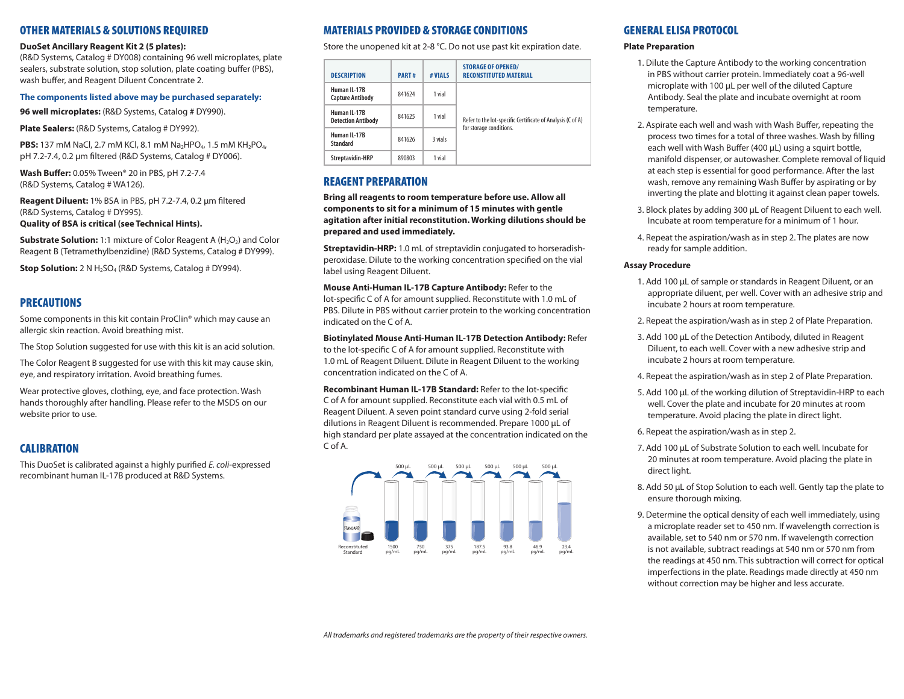## OTHER MATERIALS & SOLUTIONS REQUIRED

**DuoSet Ancillary Reagent Kit 2 (5 plates):**
(R&D Systems, Catalog # DY008) containing 96 well microplates, plate sealers, substrate solution, stop solution, plate coating buffer (PBS), wash buffer, and Reagent Diluent Concentrate 2.

**The components listed above may be purchased separately:**

**96 well microplates:** (R&D Systems, Catalog # DY990).

**Plate Sealers:** (R&D Systems, Catalog # DY992).

**PBS:** 137 mM NaCl, 2.7 mM KCl, 8.1 mM $Na_2HPO_4$, 1.5 mM $KH_2PO_4$, pH 7.2-7.4, 0.2 µm filtered (R&D Systems, Catalog # DY006).

**Wash Buffer:** 0.05% Tween® 20 in PBS, pH 7.2-7.4 (R&D Systems, Catalog # WA126).

**Reagent Diluent:** 1% BSA in PBS, pH 7.2-7.4, 0.2 µm filtered (R&D Systems, Catalog # DY995).
**Quality of BSA is critical (see Technical Hints).**

**Substrate Solution:** 1:1 mixture of Color Reagent A ($H_2O_2$) and Color Reagent B (Tetramethylbenzidine) (R&D Systems, Catalog # DY999).

**Stop Solution:** 2 N $H_2SO_4$ (R&D Systems, Catalog # DY994).

## PRECAUTIONS

Some components in this kit contain ProClin® which may cause an allergic skin reaction. Avoid breathing mist.

The Stop Solution suggested for use with this kit is an acid solution.

The Color Reagent B suggested for use with this kit may cause skin, eye, and respiratory irritation. Avoid breathing fumes.

Wear protective gloves, clothing, eye, and face protection. Wash hands thoroughly after handling. Please refer to the MSDS on our website prior to use.

## CALIBRATION

This DuoSet is calibrated against a highly purified *E. coli*-expressed recombinant human IL-17B produced at R&D Systems.

## MATERIALS PROVIDED & STORAGE CONDITIONS

Store the unopened kit at 2-8 °C. Do not use past kit expiration date.

| DESCRIPTION | PART # | # VIALS | STORAGE OF OPENED/ RECONSTITUTED MATERIAL |
|---|---|---|---|
| Human IL-17B Capture Antibody | 841624 | 1 vial | Refer to the lot-specific Certificate of Analysis (C of A) for storage conditions. |
| Human IL-17B Detection Antibody | 841625 | 1 vial | |
| Human IL-17B Standard | 841626 | 3 vials | |
| Streptavidin-HRP | 890803 | 1 vial | |

## REAGENT PREPARATION

**Bring all reagents to room temperature before use. Allow all components to sit for a minimum of 15 minutes with gentle agitation after initial reconstitution. Working dilutions should be prepared and used immediately.**

**Streptavidin-HRP:** 1.0 mL of streptavidin conjugated to horseradish-peroxidase. Dilute to the working concentration specified on the vial label using Reagent Diluent.

**Mouse Anti-Human IL-17B Capture Antibody:** Refer to the lot-specific C of A for amount supplied. Reconstitute with 1.0 mL of PBS. Dilute in PBS without carrier protein to the working concentration indicated on the C of A.

**Biotinylated Mouse Anti-Human IL-17B Detection Antibody:** Refer to the lot-specific C of A for amount supplied. Reconstitute with 1.0 mL of Reagent Diluent. Dilute in Reagent Diluent to the working concentration indicated on the C of A.

**Recombinant Human IL-17B Standard:** Refer to the lot-specific C of A for amount supplied. Reconstitute each vial with 0.5 mL of Reagent Diluent. A seven point standard curve using 2-fold serial dilutions in Reagent Diluent is recommended. Prepare 1000 µL of high standard per plate assayed at the concentration indicated on the C of A.

500 µL 500 µL 500 µL 500 µL 500 µL 500 µL

STANDARD

Reconstituted Standard

1500 pg/mL 750 pg/mL 375 pg/mL 187.5 pg/mL 93.8 pg/mL 46.9 pg/mL 23.4 pg/mL

## GENERAL ELISA PROTOCOL

### Plate Preparation

1. Dilute the Capture Antibody to the working concentration in PBS without carrier protein. Immediately coat a 96-well microplate with 100 µL per well of the diluted Capture Antibody. Seal the plate and incubate overnight at room temperature.
2. Aspirate each well and wash with Wash Buffer, repeating the process two times for a total of three washes. Wash by filling each well with Wash Buffer (400 µL) using a squirt bottle, manifold dispenser, or autowasher. Complete removal of liquid at each step is essential for good performance. After the last wash, remove any remaining Wash Buffer by aspirating or by inverting the plate and blotting it against clean paper towels.
3. Block plates by adding 300 µL of Reagent Diluent to each well. Incubate at room temperature for a minimum of 1 hour.
4. Repeat the aspiration/wash as in step 2. The plates are now ready for sample addition.

### Assay Procedure

1. Add 100 µL of sample or standards in Reagent Diluent, or an appropriate diluent, per well. Cover with an adhesive strip and incubate 2 hours at room temperature.
2. Repeat the aspiration/wash as in step 2 of Plate Preparation.
3. Add 100 µL of the Detection Antibody, diluted in Reagent Diluent, to each well. Cover with a new adhesive strip and incubate 2 hours at room temperature.
4. Repeat the aspiration/wash as in step 2 of Plate Preparation.
5. Add 100 µL of the working dilution of Streptavidin-HRP to each well. Cover the plate and incubate for 20 minutes at room temperature. Avoid placing the plate in direct light.
6. Repeat the aspiration/wash as in step 2.
7. Add 100 µL of Substrate Solution to each well. Incubate for 20 minutes at room temperature. Avoid placing the plate in direct light.
8. Add 50 µL of Stop Solution to each well. Gently tap the plate to ensure thorough mixing.
9. Determine the optical density of each well immediately, using a microplate reader set to 450 nm. If wavelength correction is available, set to 540 nm or 570 nm. If wavelength correction is not available, subtract readings at 540 nm or 570 nm from the readings at 450 nm. This subtraction will correct for optical imperfections in the plate. Readings made directly at 450 nm without correction may be higher and less accurate.

*All trademarks and registered trademarks are the property of their respective owners.*